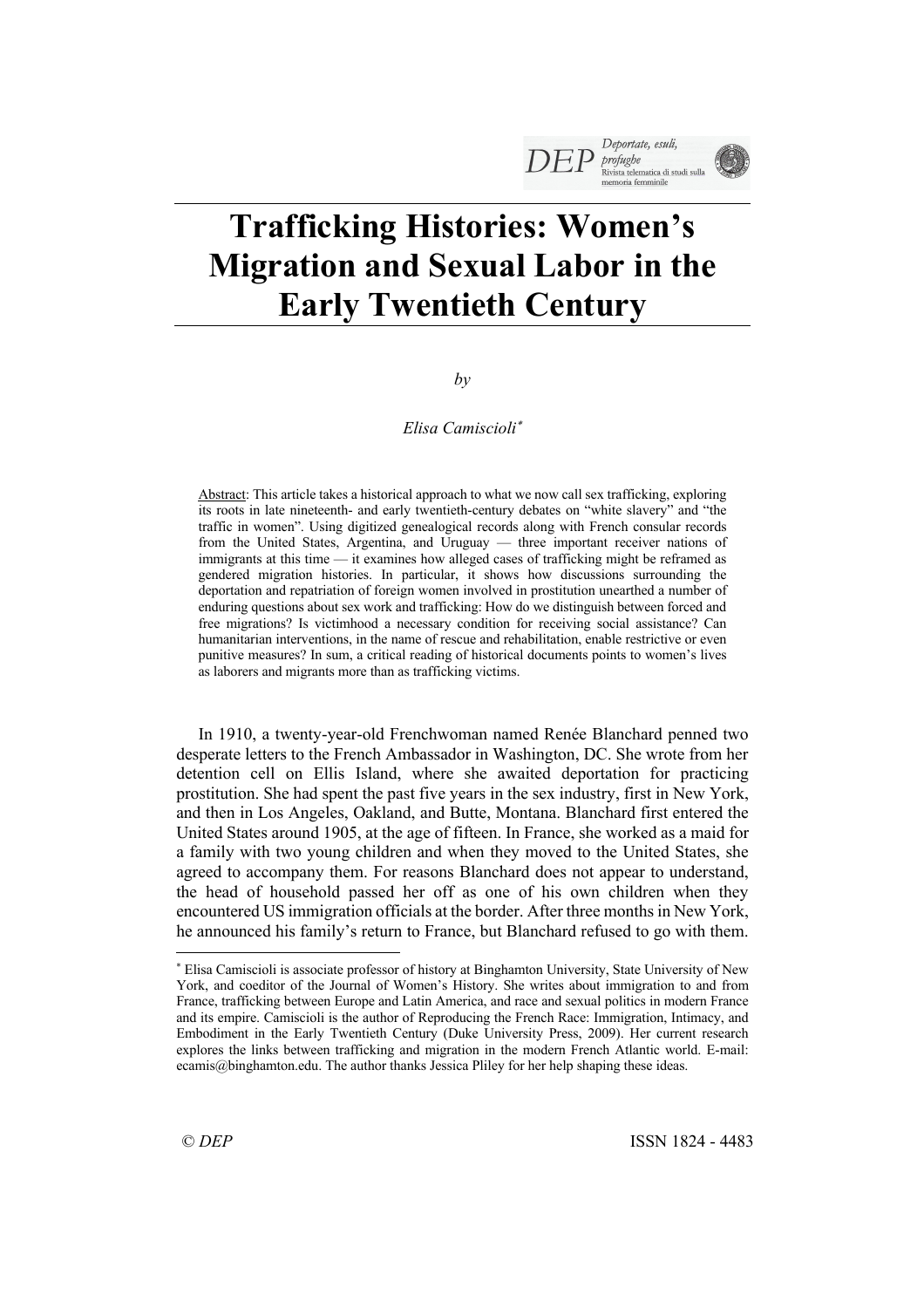# Trafficking Histories: Women's Migration and Sexual Labor in the Early Twentieth Century

*by*

*Elisa Camiscioli*[*]

Abstract: This article takes a historical approach to what we now call sex trafficking, exploring its roots in late nineteenth- and early twentieth-century debates on "white slavery" and "the traffic in women". Using digitized genealogical records along with French consular records from the United States, Argentina, and Uruguay — three important receiver nations of immigrants at this time — it examines how alleged cases of trafficking might be reframed as gendered migration histories. In particular, it shows how discussions surrounding the deportation and repatriation of foreign women involved in prostitution unearthed a number of enduring questions about sex work and trafficking: How do we distinguish between forced and free migrations? Is victimhood a necessary condition for receiving social assistance? Can humanitarian interventions, in the name of rescue and rehabilitation, enable restrictive or even punitive measures? In sum, a critical reading of historical documents points to women's lives as laborers and migrants more than as trafficking victims.

In 1910, a twenty-year-old Frenchwoman named Renée Blanchard penned two desperate letters to the French Ambassador in Washington, DC. She wrote from her detention cell on Ellis Island, where she awaited deportation for practicing prostitution. She had spent the past five years in the sex industry, first in New York, and then in Los Angeles, Oakland, and Butte, Montana. Blanchard first entered the United States around 1905, at the age of fifteen. In France, she worked as a maid for a family with two young children and when they moved to the United States, she agreed to accompany them. For reasons Blanchard does not appear to understand, the head of household passed her off as one of his own children when they encountered US immigration officials at the border. After three months in New York, he announced his family's return to France, but Blanchard refused to go with them.

---

[*] Elisa Camiscioli is associate professor of history at Binghamton University, State University of New York, and coeditor of the Journal of Women's History. She writes about immigration to and from France, trafficking between Europe and Latin America, and race and sexual politics in modern France and its empire. Camiscioli is the author of Reproducing the French Race: Immigration, Intimacy, and Embodiment in the Early Twentieth Century (Duke University Press, 2009). Her current research explores the links between trafficking and migration in the modern French Atlantic world. E-mail: ecamis@binghamton.edu. The author thanks Jessica Pliley for her help shaping these ideas.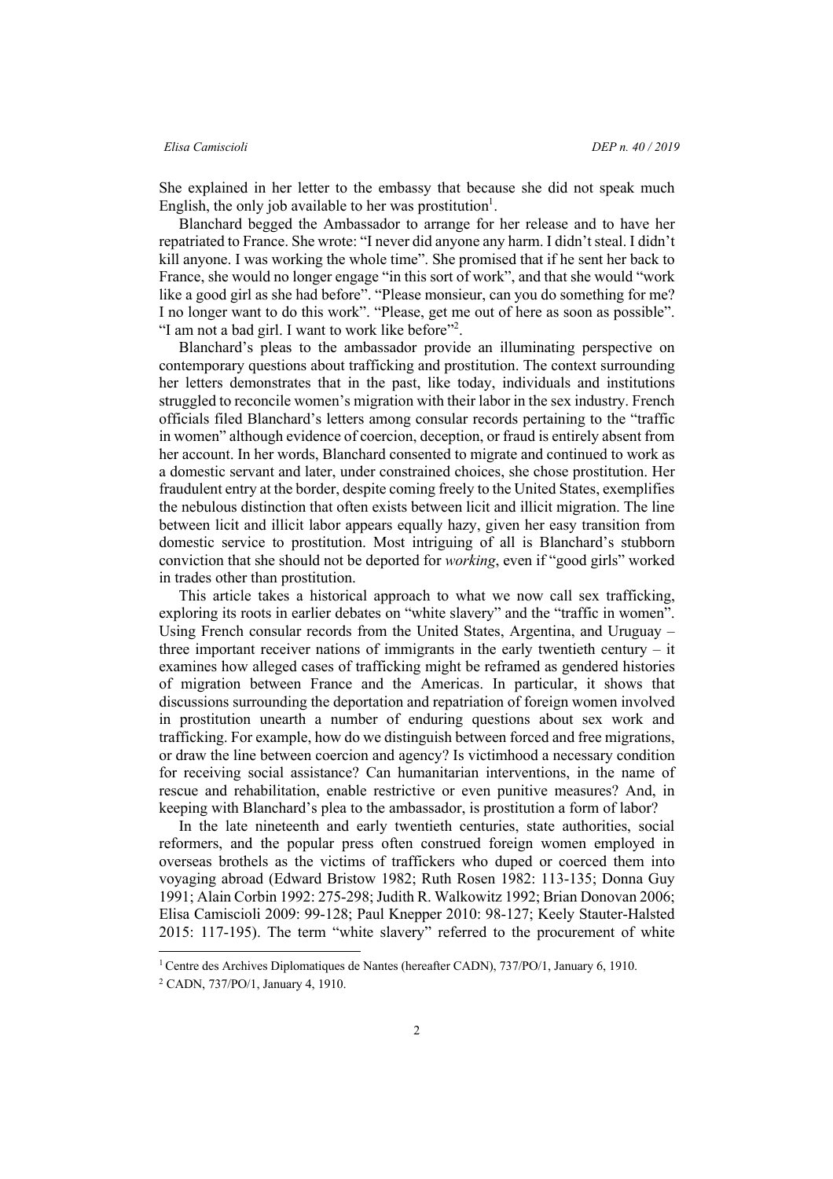She explained in her letter to the embassy that because she did not speak much English, the only job available to her was prostitution[1].

Blanchard begged the Ambassador to arrange for her release and to have her repatriated to France. She wrote: "I never did anyone any harm. I didn't steal. I didn't kill anyone. I was working the whole time". She promised that if he sent her back to France, she would no longer engage "in this sort of work", and that she would "work like a good girl as she had before". "Please monsieur, can you do something for me? I no longer want to do this work". "Please, get me out of here as soon as possible". "I am not a bad girl. I want to work like before"[2].

Blanchard's pleas to the ambassador provide an illuminating perspective on contemporary questions about trafficking and prostitution. The context surrounding her letters demonstrates that in the past, like today, individuals and institutions struggled to reconcile women's migration with their labor in the sex industry. French officials filed Blanchard's letters among consular records pertaining to the "traffic in women" although evidence of coercion, deception, or fraud is entirely absent from her account. In her words, Blanchard consented to migrate and continued to work as a domestic servant and later, under constrained choices, she chose prostitution. Her fraudulent entry at the border, despite coming freely to the United States, exemplifies the nebulous distinction that often exists between licit and illicit migration. The line between licit and illicit labor appears equally hazy, given her easy transition from domestic service to prostitution. Most intriguing of all is Blanchard's stubborn conviction that she should not be deported for *working*, even if "good girls" worked in trades other than prostitution.

This article takes a historical approach to what we now call sex trafficking, exploring its roots in earlier debates on "white slavery" and the "traffic in women". Using French consular records from the United States, Argentina, and Uruguay – three important receiver nations of immigrants in the early twentieth century – it examines how alleged cases of trafficking might be reframed as gendered histories of migration between France and the Americas. In particular, it shows that discussions surrounding the deportation and repatriation of foreign women involved in prostitution unearth a number of enduring questions about sex work and trafficking. For example, how do we distinguish between forced and free migrations, or draw the line between coercion and agency? Is victimhood a necessary condition for receiving social assistance? Can humanitarian interventions, in the name of rescue and rehabilitation, enable restrictive or even punitive measures? And, in keeping with Blanchard's plea to the ambassador, is prostitution a form of labor?

In the late nineteenth and early twentieth centuries, state authorities, social reformers, and the popular press often construed foreign women employed in overseas brothels as the victims of traffickers who duped or coerced them into voyaging abroad (Edward Bristow 1982; Ruth Rosen 1982: 113-135; Donna Guy 1991; Alain Corbin 1992: 275-298; Judith R. Walkowitz 1992; Brian Donovan 2006; Elisa Camiscioli 2009: 99-128; Paul Knepper 2010: 98-127; Keely Stauter-Halsted 2015: 117-195). The term "white slavery" referred to the procurement of white

[1] Centre des Archives Diplomatiques de Nantes (hereafter CADN), 737/PO/1, January 6, 1910.

[2] CADN, 737/PO/1, January 4, 1910.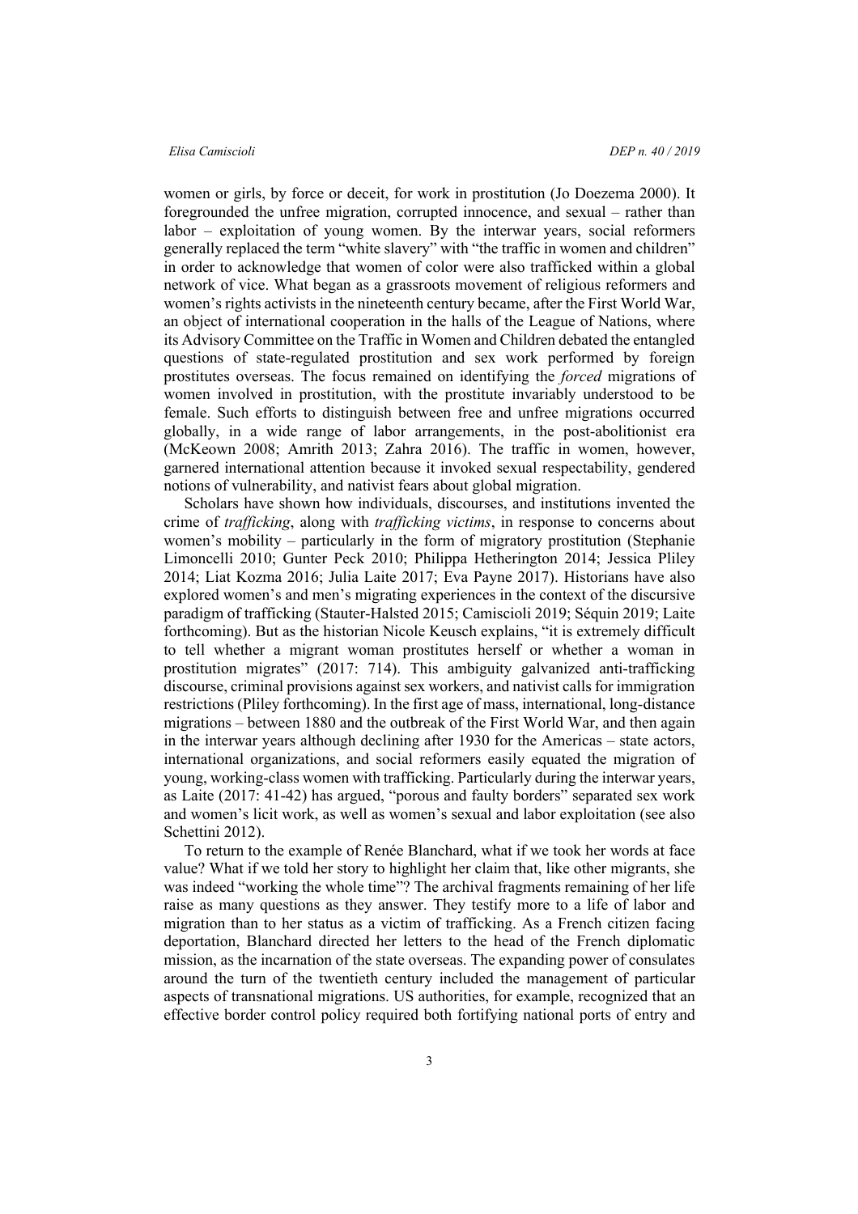women or girls, by force or deceit, for work in prostitution (Jo Doezema 2000). It foregrounded the unfree migration, corrupted innocence, and sexual – rather than labor – exploitation of young women. By the interwar years, social reformers generally replaced the term "white slavery" with "the traffic in women and children" in order to acknowledge that women of color were also trafficked within a global network of vice. What began as a grassroots movement of religious reformers and women's rights activists in the nineteenth century became, after the First World War, an object of international cooperation in the halls of the League of Nations, where its Advisory Committee on the Traffic in Women and Children debated the entangled questions of state-regulated prostitution and sex work performed by foreign prostitutes overseas. The focus remained on identifying the *forced* migrations of women involved in prostitution, with the prostitute invariably understood to be female. Such efforts to distinguish between free and unfree migrations occurred globally, in a wide range of labor arrangements, in the post-abolitionist era (McKeown 2008; Amrith 2013; Zahra 2016). The traffic in women, however, garnered international attention because it invoked sexual respectability, gendered notions of vulnerability, and nativist fears about global migration.

Scholars have shown how individuals, discourses, and institutions invented the crime of *trafficking*, along with *trafficking victims*, in response to concerns about women's mobility – particularly in the form of migratory prostitution (Stephanie Limoncelli 2010; Gunter Peck 2010; Philippa Hetherington 2014; Jessica Pliley 2014; Liat Kozma 2016; Julia Laite 2017; Eva Payne 2017). Historians have also explored women's and men's migrating experiences in the context of the discursive paradigm of trafficking (Stauter-Halsted 2015; Camiscioli 2019; Séquin 2019; Laite forthcoming). But as the historian Nicole Keusch explains, "it is extremely difficult to tell whether a migrant woman prostitutes herself or whether a woman in prostitution migrates" (2017: 714). This ambiguity galvanized anti-trafficking discourse, criminal provisions against sex workers, and nativist calls for immigration restrictions (Pliley forthcoming). In the first age of mass, international, long-distance migrations – between 1880 and the outbreak of the First World War, and then again in the interwar years although declining after 1930 for the Americas – state actors, international organizations, and social reformers easily equated the migration of young, working-class women with trafficking. Particularly during the interwar years, as Laite (2017: 41-42) has argued, "porous and faulty borders" separated sex work and women's licit work, as well as women's sexual and labor exploitation (see also Schettini 2012).

To return to the example of Renée Blanchard, what if we took her words at face value? What if we told her story to highlight her claim that, like other migrants, she was indeed "working the whole time"? The archival fragments remaining of her life raise as many questions as they answer. They testify more to a life of labor and migration than to her status as a victim of trafficking. As a French citizen facing deportation, Blanchard directed her letters to the head of the French diplomatic mission, as the incarnation of the state overseas. The expanding power of consulates around the turn of the twentieth century included the management of particular aspects of transnational migrations. US authorities, for example, recognized that an effective border control policy required both fortifying national ports of entry and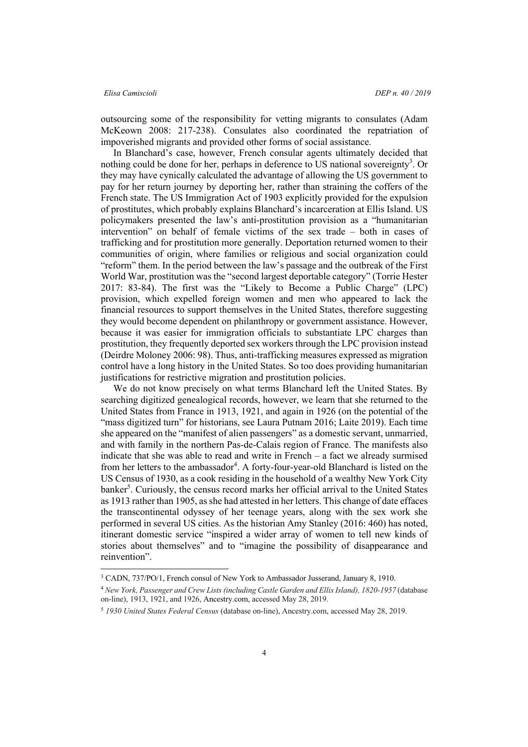outsourcing some of the responsibility for vetting migrants to consulates (Adam McKeown 2008: 217-238). Consulates also coordinated the repatriation of impoverished migrants and provided other forms of social assistance.

In Blanchard's case, however, French consular agents ultimately decided that nothing could be done for her, perhaps in deference to US national sovereignty[3]. Or they may have cynically calculated the advantage of allowing the US government to pay for her return journey by deporting her, rather than straining the coffers of the French state. The US Immigration Act of 1903 explicitly provided for the expulsion of prostitutes, which probably explains Blanchard's incarceration at Ellis Island. US policymakers presented the law's anti-prostitution provision as a "humanitarian intervention" on behalf of female victims of the sex trade – both in cases of trafficking and for prostitution more generally. Deportation returned women to their communities of origin, where families or religious and social organization could "reform" them. In the period between the law's passage and the outbreak of the First World War, prostitution was the "second largest deportable category" (Torrie Hester 2017: 83-84). The first was the "Likely to Become a Public Charge" (LPC) provision, which expelled foreign women and men who appeared to lack the financial resources to support themselves in the United States, therefore suggesting they would become dependent on philanthropy or government assistance. However, because it was easier for immigration officials to substantiate LPC charges than prostitution, they frequently deported sex workers through the LPC provision instead (Deirdre Moloney 2006: 98). Thus, anti-trafficking measures expressed as migration control have a long history in the United States. So too does providing humanitarian justifications for restrictive migration and prostitution policies.

We do not know precisely on what terms Blanchard left the United States. By searching digitized genealogical records, however, we learn that she returned to the United States from France in 1913, 1921, and again in 1926 (on the potential of the "mass digitized turn" for historians, see Laura Putnam 2016; Laite 2019). Each time she appeared on the "manifest of alien passengers" as a domestic servant, unmarried, and with family in the northern Pas-de-Calais region of France. The manifests also indicate that she was able to read and write in French – a fact we already surmised from her letters to the ambassador[4]. A forty-four-year-old Blanchard is listed on the US Census of 1930, as a cook residing in the household of a wealthy New York City banker[5]. Curiously, the census record marks her official arrival to the United States as 1913 rather than 1905, as she had attested in her letters. This change of date effaces the transcontinental odyssey of her teenage years, along with the sex work she performed in several US cities. As the historian Amy Stanley (2016: 460) has noted, itinerant domestic service "inspired a wider array of women to tell new kinds of stories about themselves" and to "imagine the possibility of disappearance and reinvention".

---

[3] CADN, 737/PO/1, French consul of New York to Ambassador Jusserand, January 8, 1910.

[4] *New York, Passenger and Crew Lists (including Castle Garden and Ellis Island), 1820-1957* (database on-line), 1913, 1921, and 1926, Ancestry.com, accessed May 28, 2019.

[5] *1930 United States Federal Census* (database on-line), Ancestry.com, accessed May 28, 2019.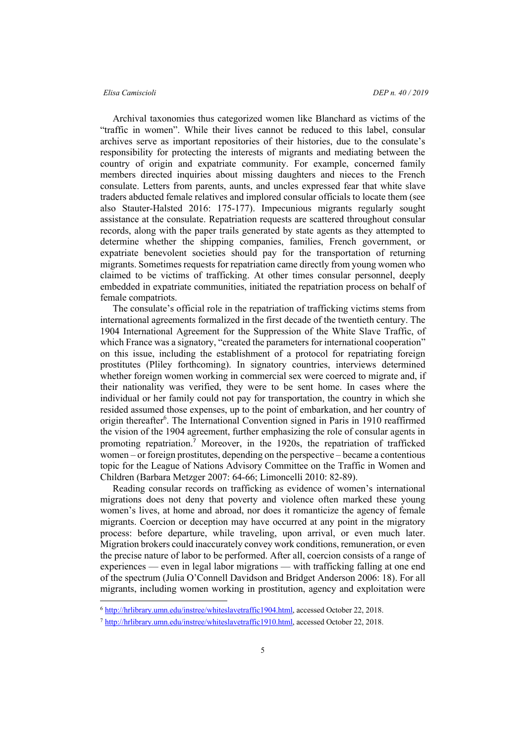Archival taxonomies thus categorized women like Blanchard as victims of the “traffic in women”. While their lives cannot be reduced to this label, consular archives serve as important repositories of their histories, due to the consulate’s responsibility for protecting the interests of migrants and mediating between the country of origin and expatriate community. For example, concerned family members directed inquiries about missing daughters and nieces to the French consulate. Letters from parents, aunts, and uncles expressed fear that white slave traders abducted female relatives and implored consular officials to locate them (see also Stauter-Halsted 2016: 175-177). Impecunious migrants regularly sought assistance at the consulate. Repatriation requests are scattered throughout consular records, along with the paper trails generated by state agents as they attempted to determine whether the shipping companies, families, French government, or expatriate benevolent societies should pay for the transportation of returning migrants. Sometimes requests for repatriation came directly from young women who claimed to be victims of trafficking. At other times consular personnel, deeply embedded in expatriate communities, initiated the repatriation process on behalf of female compatriots.

The consulate’s official role in the repatriation of trafficking victims stems from international agreements formalized in the first decade of the twentieth century. The 1904 International Agreement for the Suppression of the White Slave Traffic, of which France was a signatory, “created the parameters for international cooperation” on this issue, including the establishment of a protocol for repatriating foreign prostitutes (Pliley forthcoming). In signatory countries, interviews determined whether foreign women working in commercial sex were coerced to migrate and, if their nationality was verified, they were to be sent home. In cases where the individual or her family could not pay for transportation, the country in which she resided assumed those expenses, up to the point of embarkation, and her country of origin thereafter[6]. The International Convention signed in Paris in 1910 reaffirmed the vision of the 1904 agreement, further emphasizing the role of consular agents in promoting repatriation.[7] Moreover, in the 1920s, the repatriation of trafficked women – or foreign prostitutes, depending on the perspective – became a contentious topic for the League of Nations Advisory Committee on the Traffic in Women and Children (Barbara Metzger 2007: 64-66; Limoncelli 2010: 82-89).

Reading consular records on trafficking as evidence of women’s international migrations does not deny that poverty and violence often marked these young women’s lives, at home and abroad, nor does it romanticize the agency of female migrants. Coercion or deception may have occurred at any point in the migratory process: before departure, while traveling, upon arrival, or even much later. Migration brokers could inaccurately convey work conditions, remuneration, or even the precise nature of labor to be performed. After all, coercion consists of a range of experiences — even in legal labor migrations — with trafficking falling at one end of the spectrum (Julia O’Connell Davidson and Bridget Anderson 2006: 18). For all migrants, including women working in prostitution, agency and exploitation were

---

[6] http://hrlibrary.umn.edu/instree/whiteslavetraffic1904.html, accessed October 22, 2018.

[7] http://hrlibrary.umn.edu/instree/whiteslavetraffic1910.html, accessed October 22, 2018.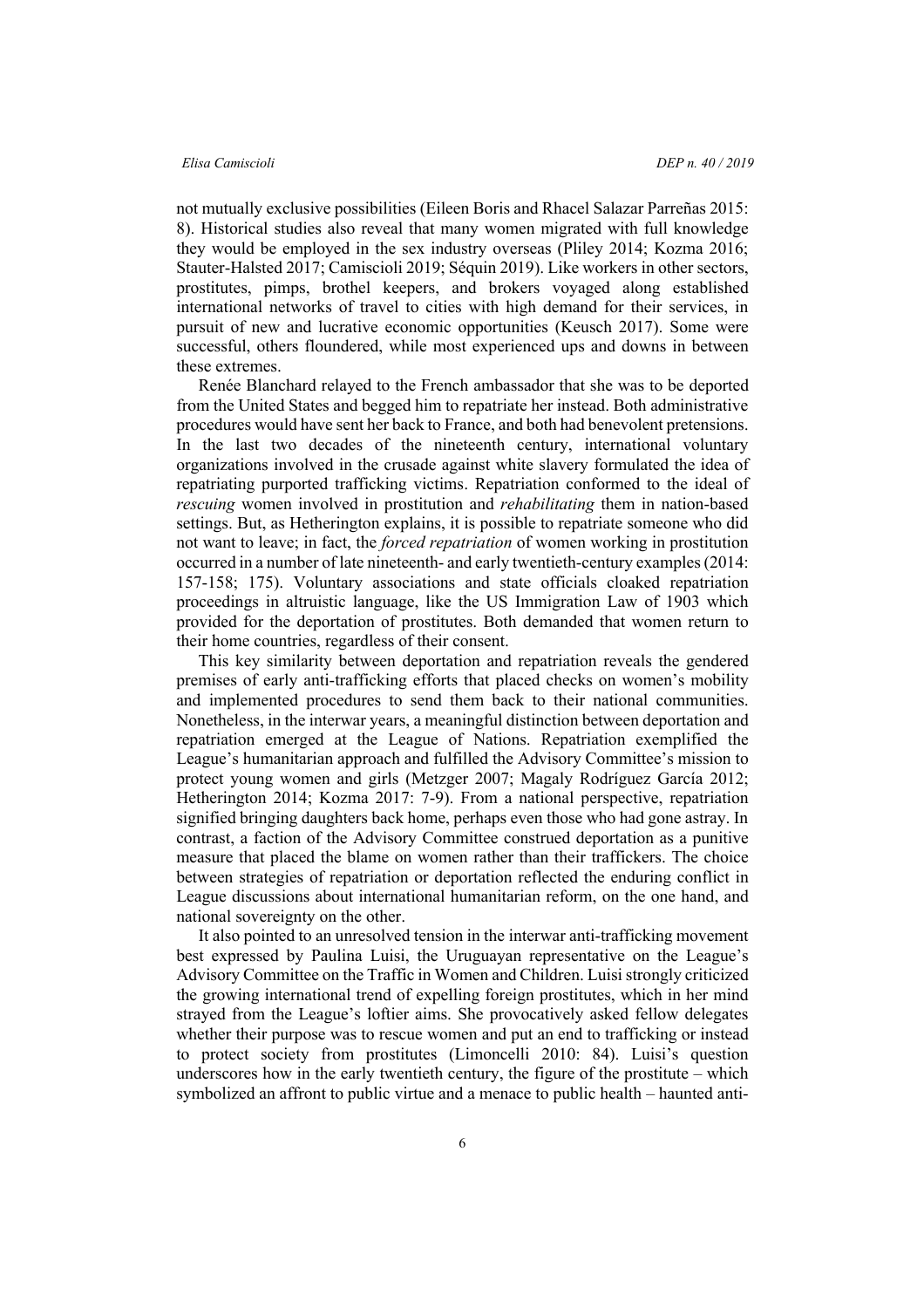not mutually exclusive possibilities (Eileen Boris and Rhacel Salazar Parreñas 2015: 8). Historical studies also reveal that many women migrated with full knowledge they would be employed in the sex industry overseas (Pliley 2014; Kozma 2016; Stauter-Halsted 2017; Camiscioli 2019; Séquin 2019). Like workers in other sectors, prostitutes, pimps, brothel keepers, and brokers voyaged along established international networks of travel to cities with high demand for their services, in pursuit of new and lucrative economic opportunities (Keusch 2017). Some were successful, others floundered, while most experienced ups and downs in between these extremes.

Renée Blanchard relayed to the French ambassador that she was to be deported from the United States and begged him to repatriate her instead. Both administrative procedures would have sent her back to France, and both had benevolent pretensions. In the last two decades of the nineteenth century, international voluntary organizations involved in the crusade against white slavery formulated the idea of repatriating purported trafficking victims. Repatriation conformed to the ideal of *rescuing* women involved in prostitution and *rehabilitating* them in nation-based settings. But, as Hetherington explains, it is possible to repatriate someone who did not want to leave; in fact, the *forced repatriation* of women working in prostitution occurred in a number of late nineteenth- and early twentieth-century examples (2014: 157-158; 175). Voluntary associations and state officials cloaked repatriation proceedings in altruistic language, like the US Immigration Law of 1903 which provided for the deportation of prostitutes. Both demanded that women return to their home countries, regardless of their consent.

This key similarity between deportation and repatriation reveals the gendered premises of early anti-trafficking efforts that placed checks on women's mobility and implemented procedures to send them back to their national communities. Nonetheless, in the interwar years, a meaningful distinction between deportation and repatriation emerged at the League of Nations. Repatriation exemplified the League's humanitarian approach and fulfilled the Advisory Committee's mission to protect young women and girls (Metzger 2007; Magaly Rodríguez García 2012; Hetherington 2014; Kozma 2017: 7-9). From a national perspective, repatriation signified bringing daughters back home, perhaps even those who had gone astray. In contrast, a faction of the Advisory Committee construed deportation as a punitive measure that placed the blame on women rather than their traffickers. The choice between strategies of repatriation or deportation reflected the enduring conflict in League discussions about international humanitarian reform, on the one hand, and national sovereignty on the other.

It also pointed to an unresolved tension in the interwar anti-trafficking movement best expressed by Paulina Luisi, the Uruguayan representative on the League's Advisory Committee on the Traffic in Women and Children. Luisi strongly criticized the growing international trend of expelling foreign prostitutes, which in her mind strayed from the League's loftier aims. She provocatively asked fellow delegates whether their purpose was to rescue women and put an end to trafficking or instead to protect society from prostitutes (Limoncelli 2010: 84). Luisi's question underscores how in the early twentieth century, the figure of the prostitute – which symbolized an affront to public virtue and a menace to public health – haunted anti-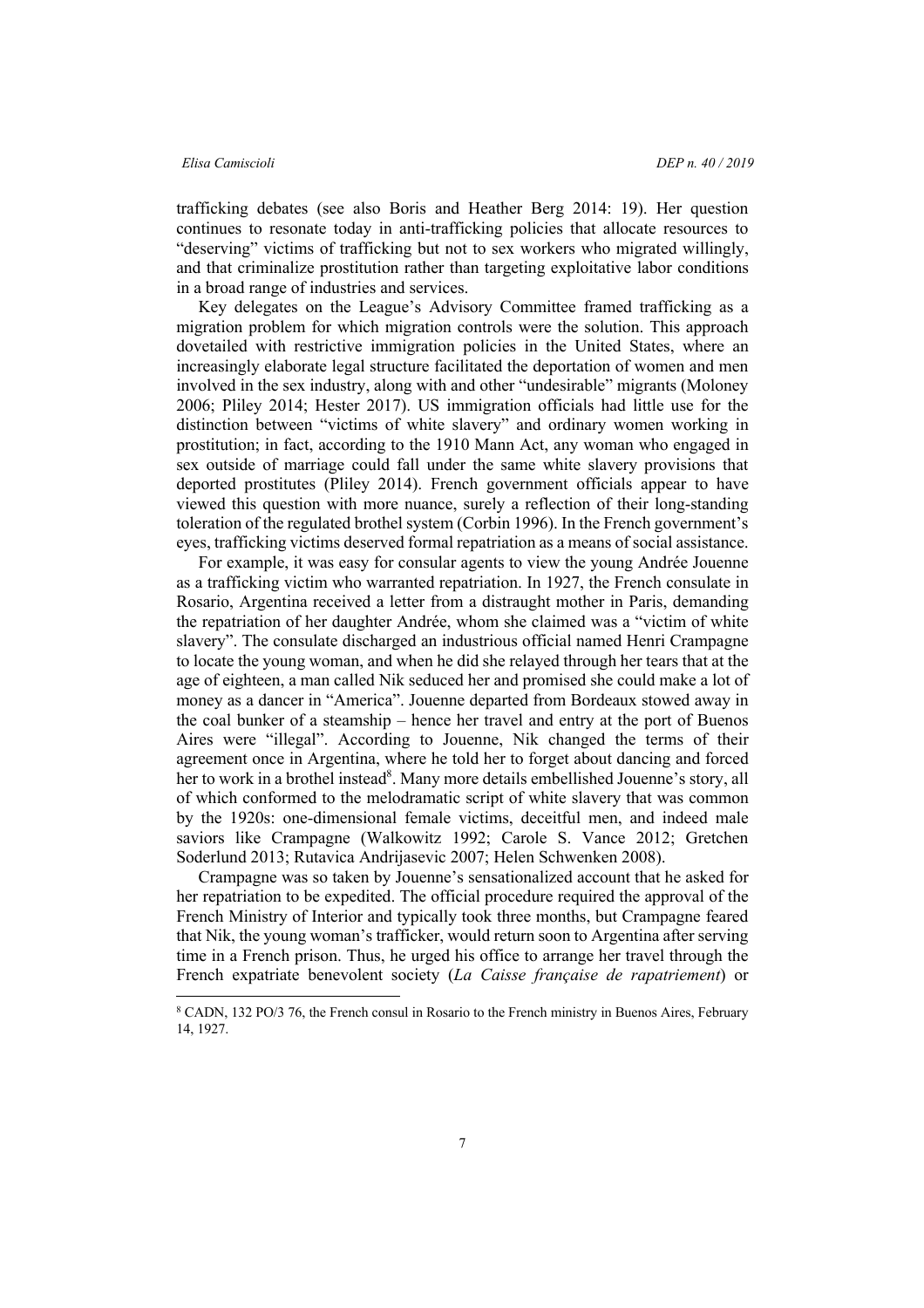trafficking debates (see also Boris and Heather Berg 2014: 19). Her question continues to resonate today in anti-trafficking policies that allocate resources to "deserving" victims of trafficking but not to sex workers who migrated willingly, and that criminalize prostitution rather than targeting exploitative labor conditions in a broad range of industries and services.

Key delegates on the League's Advisory Committee framed trafficking as a migration problem for which migration controls were the solution. This approach dovetailed with restrictive immigration policies in the United States, where an increasingly elaborate legal structure facilitated the deportation of women and men involved in the sex industry, along with and other "undesirable" migrants (Moloney 2006; Pliley 2014; Hester 2017). US immigration officials had little use for the distinction between "victims of white slavery" and ordinary women working in prostitution; in fact, according to the 1910 Mann Act, any woman who engaged in sex outside of marriage could fall under the same white slavery provisions that deported prostitutes (Pliley 2014). French government officials appear to have viewed this question with more nuance, surely a reflection of their long-standing toleration of the regulated brothel system (Corbin 1996). In the French government's eyes, trafficking victims deserved formal repatriation as a means of social assistance.

For example, it was easy for consular agents to view the young Andrée Jouenne as a trafficking victim who warranted repatriation. In 1927, the French consulate in Rosario, Argentina received a letter from a distraught mother in Paris, demanding the repatriation of her daughter Andrée, whom she claimed was a "victim of white slavery". The consulate discharged an industrious official named Henri Crampagne to locate the young woman, and when he did she relayed through her tears that at the age of eighteen, a man called Nik seduced her and promised she could make a lot of money as a dancer in "America". Jouenne departed from Bordeaux stowed away in the coal bunker of a steamship – hence her travel and entry at the port of Buenos Aires were "illegal". According to Jouenne, Nik changed the terms of their agreement once in Argentina, where he told her to forget about dancing and forced her to work in a brothel instead[8]. Many more details embellished Jouenne's story, all of which conformed to the melodramatic script of white slavery that was common by the 1920s: one-dimensional female victims, deceitful men, and indeed male saviors like Crampagne (Walkowitz 1992; Carole S. Vance 2012; Gretchen Soderlund 2013; Rutavica Andrijasevic 2007; Helen Schwenken 2008).

Crampagne was so taken by Jouenne's sensationalized account that he asked for her repatriation to be expedited. The official procedure required the approval of the French Ministry of Interior and typically took three months, but Crampagne feared that Nik, the young woman's trafficker, would return soon to Argentina after serving time in a French prison. Thus, he urged his office to arrange her travel through the French expatriate benevolent society (*La Caisse française de rapatriement*) or

[8] CADN, 132 PO/3 76, the French consul in Rosario to the French ministry in Buenos Aires, February 14, 1927.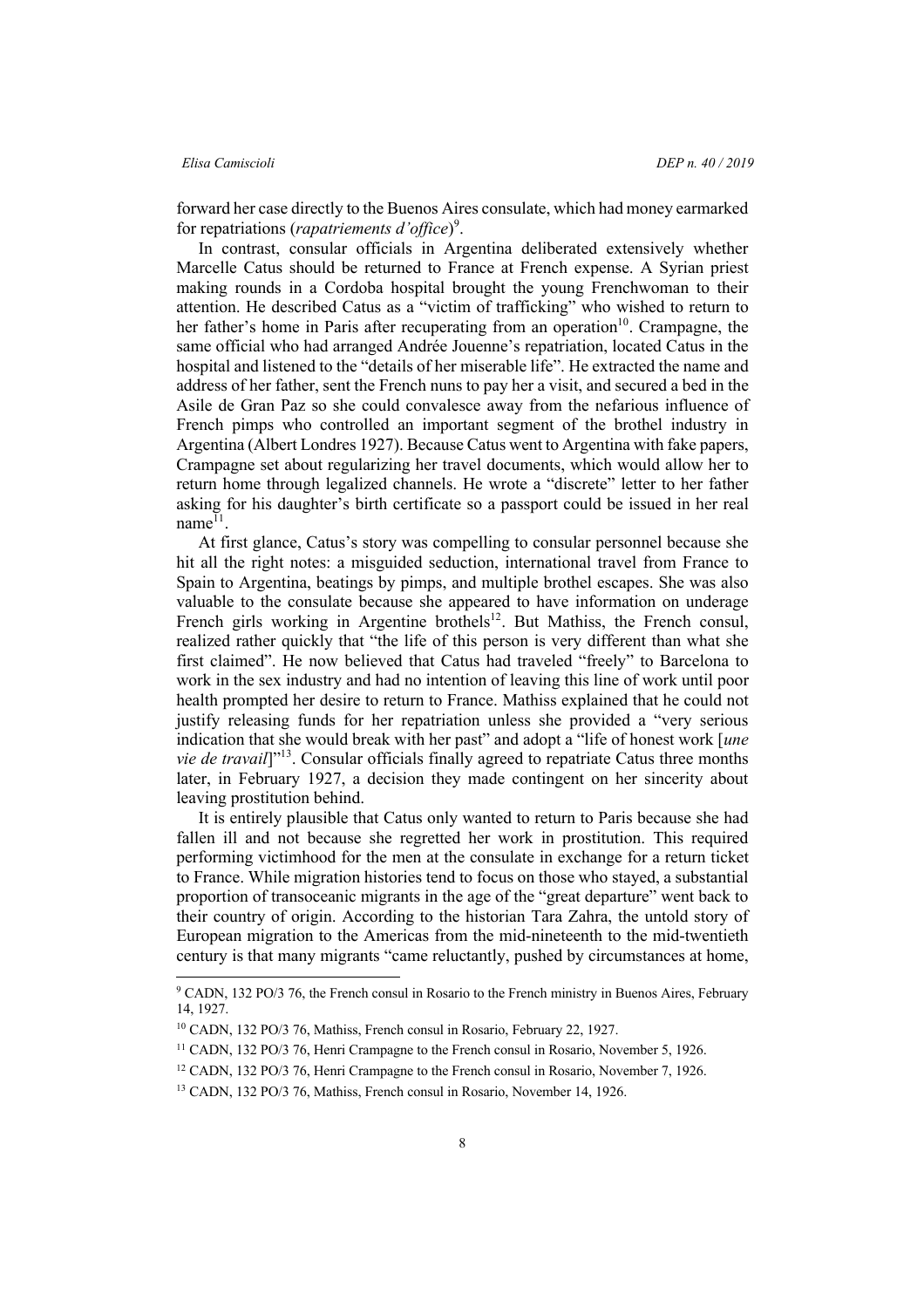forward her case directly to the Buenos Aires consulate, which had money earmarked for repatriations (*rapatriements d'office*)[9].

In contrast, consular officials in Argentina deliberated extensively whether Marcelle Catus should be returned to France at French expense. A Syrian priest making rounds in a Cordoba hospital brought the young Frenchwoman to their attention. He described Catus as a "victim of trafficking" who wished to return to her father's home in Paris after recuperating from an operation[10]. Crampagne, the same official who had arranged Andrée Jouenne's repatriation, located Catus in the hospital and listened to the "details of her miserable life". He extracted the name and address of her father, sent the French nuns to pay her a visit, and secured a bed in the Asile de Gran Paz so she could convalesce away from the nefarious influence of French pimps who controlled an important segment of the brothel industry in Argentina (Albert Londres 1927). Because Catus went to Argentina with fake papers, Crampagne set about regularizing her travel documents, which would allow her to return home through legalized channels. He wrote a "discrete" letter to her father asking for his daughter's birth certificate so a passport could be issued in her real name[11].

At first glance, Catus's story was compelling to consular personnel because she hit all the right notes: a misguided seduction, international travel from France to Spain to Argentina, beatings by pimps, and multiple brothel escapes. She was also valuable to the consulate because she appeared to have information on underage French girls working in Argentine brothels[12]. But Mathiss, the French consul, realized rather quickly that "the life of this person is very different than what she first claimed". He now believed that Catus had traveled "freely" to Barcelona to work in the sex industry and had no intention of leaving this line of work until poor health prompted her desire to return to France. Mathiss explained that he could not justify releasing funds for her repatriation unless she provided a "very serious indication that she would break with her past" and adopt a "life of honest work [*une vie de travail*]"[13]. Consular officials finally agreed to repatriate Catus three months later, in February 1927, a decision they made contingent on her sincerity about leaving prostitution behind.

It is entirely plausible that Catus only wanted to return to Paris because she had fallen ill and not because she regretted her work in prostitution. This required performing victimhood for the men at the consulate in exchange for a return ticket to France. While migration histories tend to focus on those who stayed, a substantial proportion of transoceanic migrants in the age of the "great departure" went back to their country of origin. According to the historian Tara Zahra, the untold story of European migration to the Americas from the mid-nineteenth to the mid-twentieth century is that many migrants "came reluctantly, pushed by circumstances at home,

---

[9] CADN, 132 PO/3 76, the French consul in Rosario to the French ministry in Buenos Aires, February 14, 1927.

[10] CADN, 132 PO/3 76, Mathiss, French consul in Rosario, February 22, 1927.

[11] CADN, 132 PO/3 76, Henri Crampagne to the French consul in Rosario, November 5, 1926.

[12] CADN, 132 PO/3 76, Henri Crampagne to the French consul in Rosario, November 7, 1926.

[13] CADN, 132 PO/3 76, Mathiss, French consul in Rosario, November 14, 1926.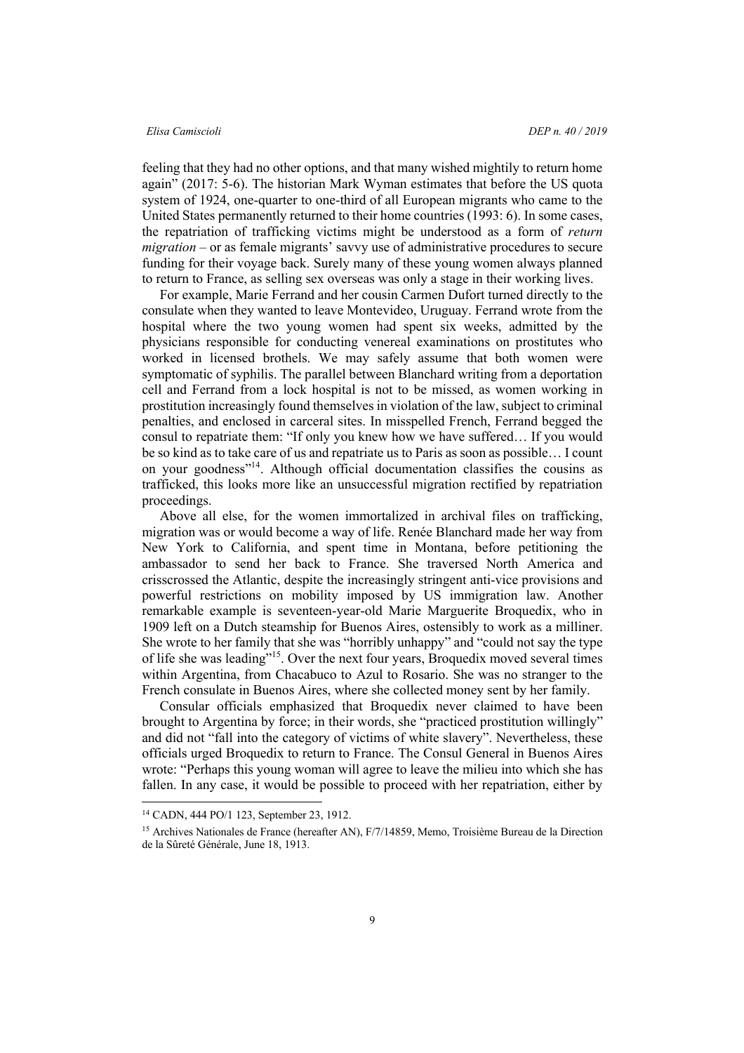feeling that they had no other options, and that many wished mightily to return home again" (2017: 5-6). The historian Mark Wyman estimates that before the US quota system of 1924, one-quarter to one-third of all European migrants who came to the United States permanently returned to their home countries (1993: 6). In some cases, the repatriation of trafficking victims might be understood as a form of *return migration* – or as female migrants' savvy use of administrative procedures to secure funding for their voyage back. Surely many of these young women always planned to return to France, as selling sex overseas was only a stage in their working lives.

For example, Marie Ferrand and her cousin Carmen Dufort turned directly to the consulate when they wanted to leave Montevideo, Uruguay. Ferrand wrote from the hospital where the two young women had spent six weeks, admitted by the physicians responsible for conducting venereal examinations on prostitutes who worked in licensed brothels. We may safely assume that both women were symptomatic of syphilis. The parallel between Blanchard writing from a deportation cell and Ferrand from a lock hospital is not to be missed, as women working in prostitution increasingly found themselves in violation of the law, subject to criminal penalties, and enclosed in carceral sites. In misspelled French, Ferrand begged the consul to repatriate them: "If only you knew how we have suffered… If you would be so kind as to take care of us and repatriate us to Paris as soon as possible… I count on your goodness"[14]. Although official documentation classifies the cousins as trafficked, this looks more like an unsuccessful migration rectified by repatriation proceedings.

Above all else, for the women immortalized in archival files on trafficking, migration was or would become a way of life. Renée Blanchard made her way from New York to California, and spent time in Montana, before petitioning the ambassador to send her back to France. She traversed North America and crisscrossed the Atlantic, despite the increasingly stringent anti-vice provisions and powerful restrictions on mobility imposed by US immigration law. Another remarkable example is seventeen-year-old Marie Marguerite Broquedix, who in 1909 left on a Dutch steamship for Buenos Aires, ostensibly to work as a milliner. She wrote to her family that she was "horribly unhappy" and "could not say the type of life she was leading"[15]. Over the next four years, Broquedix moved several times within Argentina, from Chacabuco to Azul to Rosario. She was no stranger to the French consulate in Buenos Aires, where she collected money sent by her family.

Consular officials emphasized that Broquedix never claimed to have been brought to Argentina by force; in their words, she "practiced prostitution willingly" and did not "fall into the category of victims of white slavery". Nevertheless, these officials urged Broquedix to return to France. The Consul General in Buenos Aires wrote: "Perhaps this young woman will agree to leave the milieu into which she has fallen. In any case, it would be possible to proceed with her repatriation, either by

---

[14] CADN, 444 PO/1 123, September 23, 1912.

[15] Archives Nationales de France (hereafter AN), F/7/14859, Memo, Troisième Bureau de la Direction de la Sûreté Générale, June 18, 1913.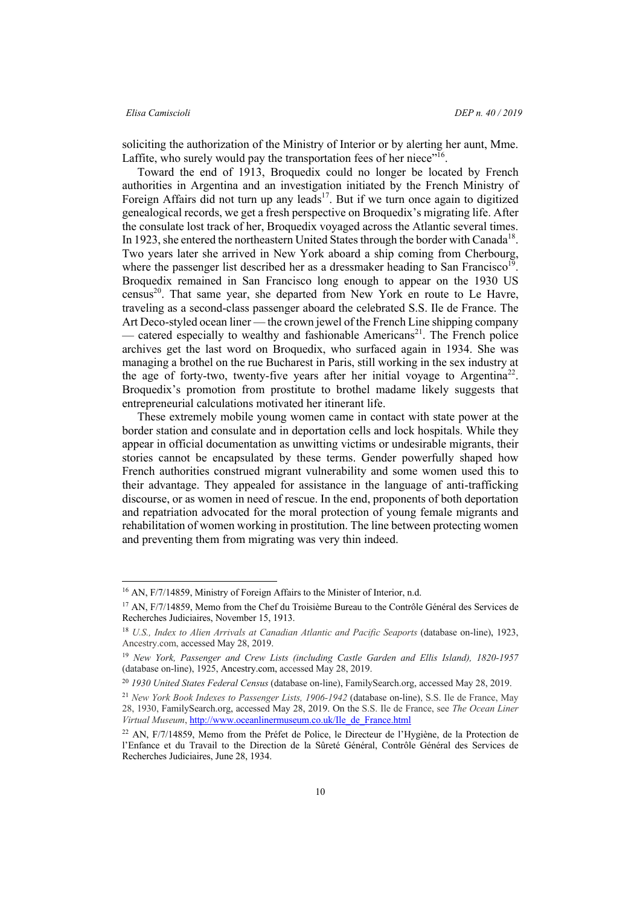soliciting the authorization of the Ministry of Interior or by alerting her aunt, Mme. Laffite, who surely would pay the transportation fees of her niece"[16].

Toward the end of 1913, Broquedix could no longer be located by French authorities in Argentina and an investigation initiated by the French Ministry of Foreign Affairs did not turn up any leads[17]. But if we turn once again to digitized genealogical records, we get a fresh perspective on Broquedix's migrating life. After the consulate lost track of her, Broquedix voyaged across the Atlantic several times. In 1923, she entered the northeastern United States through the border with Canada[18]. Two years later she arrived in New York aboard a ship coming from Cherbourg, where the passenger list described her as a dressmaker heading to San Francisco[19]. Broquedix remained in San Francisco long enough to appear on the 1930 US census[20]. That same year, she departed from New York en route to Le Havre, traveling as a second-class passenger aboard the celebrated S.S. Ile de France. The Art Deco-styled ocean liner — the crown jewel of the French Line shipping company — catered especially to wealthy and fashionable Americans[21]. The French police archives get the last word on Broquedix, who surfaced again in 1934. She was managing a brothel on the rue Bucharest in Paris, still working in the sex industry at the age of forty-two, twenty-five years after her initial voyage to Argentina[22]. Broquedix's promotion from prostitute to brothel madame likely suggests that entrepreneurial calculations motivated her itinerant life.

These extremely mobile young women came in contact with state power at the border station and consulate and in deportation cells and lock hospitals. While they appear in official documentation as unwitting victims or undesirable migrants, their stories cannot be encapsulated by these terms. Gender powerfully shaped how French authorities construed migrant vulnerability and some women used this to their advantage. They appealed for assistance in the language of anti-trafficking discourse, or as women in need of rescue. In the end, proponents of both deportation and repatriation advocated for the moral protection of young female migrants and rehabilitation of women working in prostitution. The line between protecting women and preventing them from migrating was very thin indeed.

---

[16] AN, F/7/14859, Ministry of Foreign Affairs to the Minister of Interior, n.d.

[17] AN, F/7/14859, Memo from the Chef du Troisième Bureau to the Contrôle Général des Services de Recherches Judiciaires, November 15, 1913.

[18] *U.S., Index to Alien Arrivals at Canadian Atlantic and Pacific Seaports* (database on-line), 1923, Ancestry.com, accessed May 28, 2019.

[19] *New York, Passenger and Crew Lists (including Castle Garden and Ellis Island), 1820-1957* (database on-line), 1925, Ancestry.com, accessed May 28, 2019.

[20] *1930 United States Federal Census* (database on-line), FamilySearch.org, accessed May 28, 2019.

[21] *New York Book Indexes to Passenger Lists, 1906-1942* (database on-line), S.S. Ile de France, May 28, 1930, FamilySearch.org, accessed May 28, 2019. On the S.S. Ile de France, see *The Ocean Liner Virtual Museum*, http://www.oceanlinermuseum.co.uk/Ile_de_France.html

[22] AN, F/7/14859, Memo from the Préfet de Police, le Directeur de l'Hygiène, de la Protection de l'Enfance et du Travail to the Direction de la Sûreté Général, Contrôle Général des Services de Recherches Judiciaires, June 28, 1934.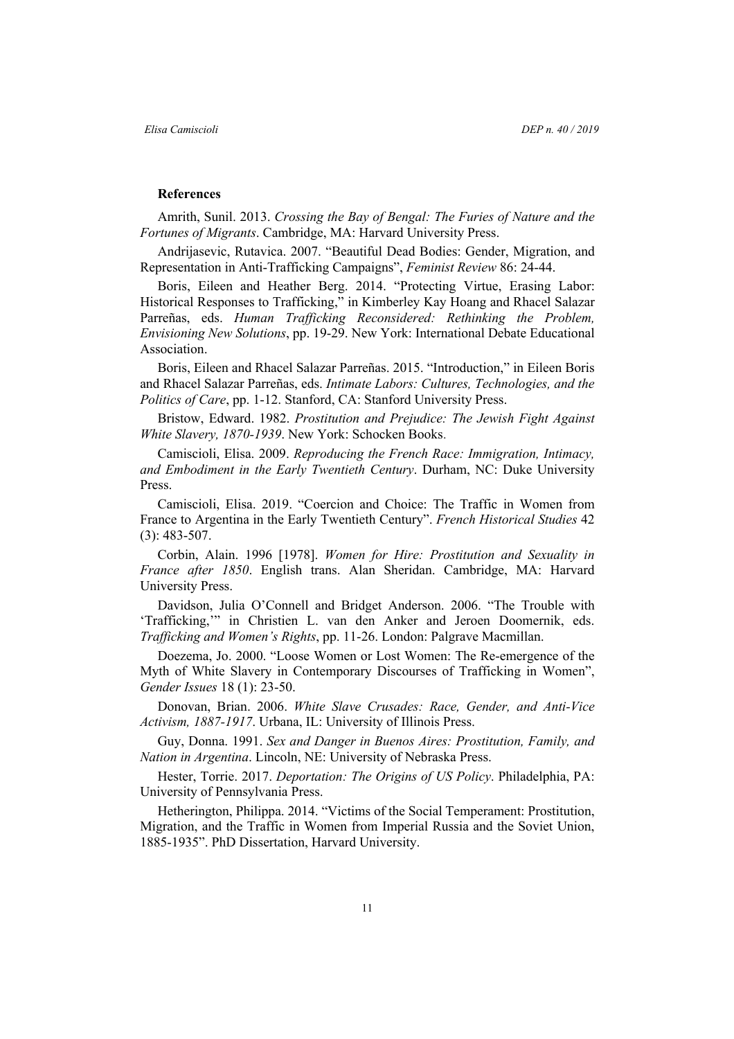**References**

Amrith, Sunil. 2013. *Crossing the Bay of Bengal: The Furies of Nature and the Fortunes of Migrants*. Cambridge, MA: Harvard University Press.

Andrijasevic, Rutavica. 2007. "Beautiful Dead Bodies: Gender, Migration, and Representation in Anti-Trafficking Campaigns", *Feminist Review* 86: 24-44.

Boris, Eileen and Heather Berg. 2014. "Protecting Virtue, Erasing Labor: Historical Responses to Trafficking," in Kimberley Kay Hoang and Rhacel Salazar Parreñas, eds. *Human Trafficking Reconsidered: Rethinking the Problem, Envisioning New Solutions*, pp. 19-29. New York: International Debate Educational Association.

Boris, Eileen and Rhacel Salazar Parreñas. 2015. "Introduction," in Eileen Boris and Rhacel Salazar Parreñas, eds. *Intimate Labors: Cultures, Technologies, and the Politics of Care*, pp. 1-12. Stanford, CA: Stanford University Press.

Bristow, Edward. 1982. *Prostitution and Prejudice: The Jewish Fight Against White Slavery, 1870-1939*. New York: Schocken Books.

Camiscioli, Elisa. 2009. *Reproducing the French Race: Immigration, Intimacy, and Embodiment in the Early Twentieth Century*. Durham, NC: Duke University Press.

Camiscioli, Elisa. 2019. "Coercion and Choice: The Traffic in Women from France to Argentina in the Early Twentieth Century". *French Historical Studies* 42 (3): 483-507.

Corbin, Alain. 1996 [1978]. *Women for Hire: Prostitution and Sexuality in France after 1850*. English trans. Alan Sheridan. Cambridge, MA: Harvard University Press.

Davidson, Julia O'Connell and Bridget Anderson. 2006. "The Trouble with 'Trafficking,'" in Christien L. van den Anker and Jeroen Doomernik, eds. *Trafficking and Women's Rights*, pp. 11-26. London: Palgrave Macmillan.

Doezema, Jo. 2000. "Loose Women or Lost Women: The Re-emergence of the Myth of White Slavery in Contemporary Discourses of Trafficking in Women", *Gender Issues* 18 (1): 23-50.

Donovan, Brian. 2006. *White Slave Crusades: Race, Gender, and Anti-Vice Activism, 1887-1917*. Urbana, IL: University of Illinois Press.

Guy, Donna. 1991. *Sex and Danger in Buenos Aires: Prostitution, Family, and Nation in Argentina*. Lincoln, NE: University of Nebraska Press.

Hester, Torrie. 2017. *Deportation: The Origins of US Policy*. Philadelphia, PA: University of Pennsylvania Press.

Hetherington, Philippa. 2014. "Victims of the Social Temperament: Prostitution, Migration, and the Traffic in Women from Imperial Russia and the Soviet Union, 1885-1935". PhD Dissertation, Harvard University.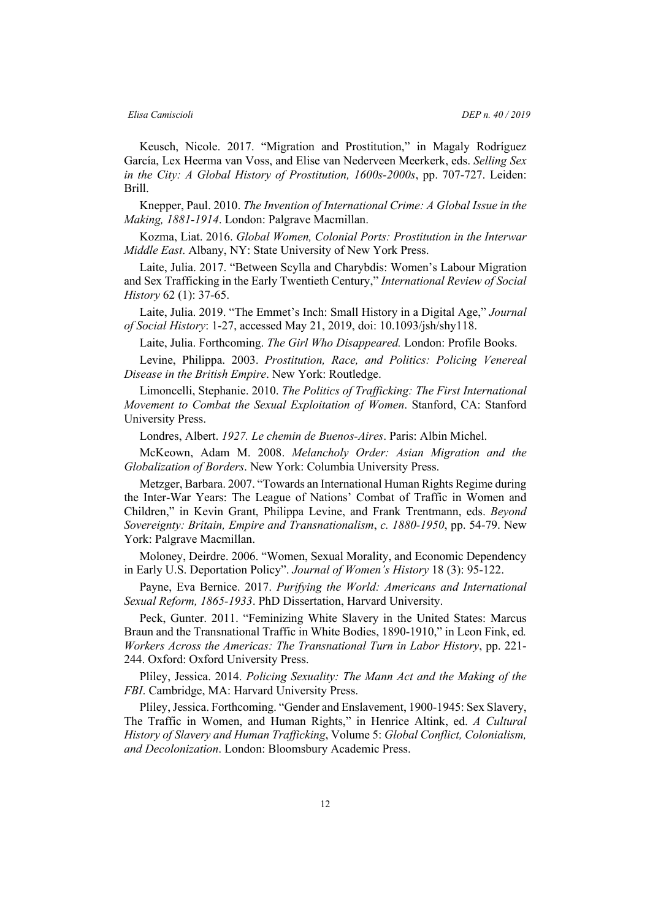Keusch, Nicole. 2017. "Migration and Prostitution," in Magaly Rodríguez García, Lex Heerma van Voss, and Elise van Nederveen Meerkerk, eds. *Selling Sex in the City: A Global History of Prostitution, 1600s-2000s*, pp. 707-727. Leiden: Brill.

Knepper, Paul. 2010. *The Invention of International Crime: A Global Issue in the Making, 1881-1914*. London: Palgrave Macmillan.

Kozma, Liat. 2016. *Global Women, Colonial Ports: Prostitution in the Interwar Middle East*. Albany, NY: State University of New York Press.

Laite, Julia. 2017. "Between Scylla and Charybdis: Women's Labour Migration and Sex Trafficking in the Early Twentieth Century," *International Review of Social History* 62 (1): 37-65.

Laite, Julia. 2019. "The Emmet's Inch: Small History in a Digital Age," *Journal of Social History*: 1-27, accessed May 21, 2019, doi: 10.1093/jsh/shy118.

Laite, Julia. Forthcoming. *The Girl Who Disappeared.* London: Profile Books.

Levine, Philippa. 2003. *Prostitution, Race, and Politics: Policing Venereal Disease in the British Empire*. New York: Routledge.

Limoncelli, Stephanie. 2010. *The Politics of Trafficking: The First International Movement to Combat the Sexual Exploitation of Women*. Stanford, CA: Stanford University Press.

Londres, Albert. *1927. Le chemin de Buenos-Aires*. Paris: Albin Michel.

McKeown, Adam M. 2008. *Melancholy Order: Asian Migration and the Globalization of Borders*. New York: Columbia University Press.

Metzger, Barbara. 2007. "Towards an International Human Rights Regime during the Inter-War Years: The League of Nations' Combat of Traffic in Women and Children," in Kevin Grant, Philippa Levine, and Frank Trentmann, eds. *Beyond Sovereignty: Britain, Empire and Transnationalism*, *c. 1880-1950*, pp. 54-79. New York: Palgrave Macmillan.

Moloney, Deirdre. 2006. "Women, Sexual Morality, and Economic Dependency in Early U.S. Deportation Policy". *Journal of Women's History* 18 (3): 95-122.

Payne, Eva Bernice. 2017. *Purifying the World: Americans and International Sexual Reform, 1865-1933*. PhD Dissertation, Harvard University.

Peck, Gunter. 2011. "Feminizing White Slavery in the United States: Marcus Braun and the Transnational Traffic in White Bodies, 1890-1910," in Leon Fink, ed*.* *Workers Across the Americas: The Transnational Turn in Labor History*, pp. 221-244. Oxford: Oxford University Press.

Pliley, Jessica. 2014. *Policing Sexuality: The Mann Act and the Making of the FBI*. Cambridge, MA: Harvard University Press.

Pliley, Jessica. Forthcoming. "Gender and Enslavement, 1900-1945: Sex Slavery, The Traffic in Women, and Human Rights," in Henrice Altink, ed. *A Cultural History of Slavery and Human Trafficking*, Volume 5: *Global Conflict, Colonialism, and Decolonization*. London: Bloomsbury Academic Press.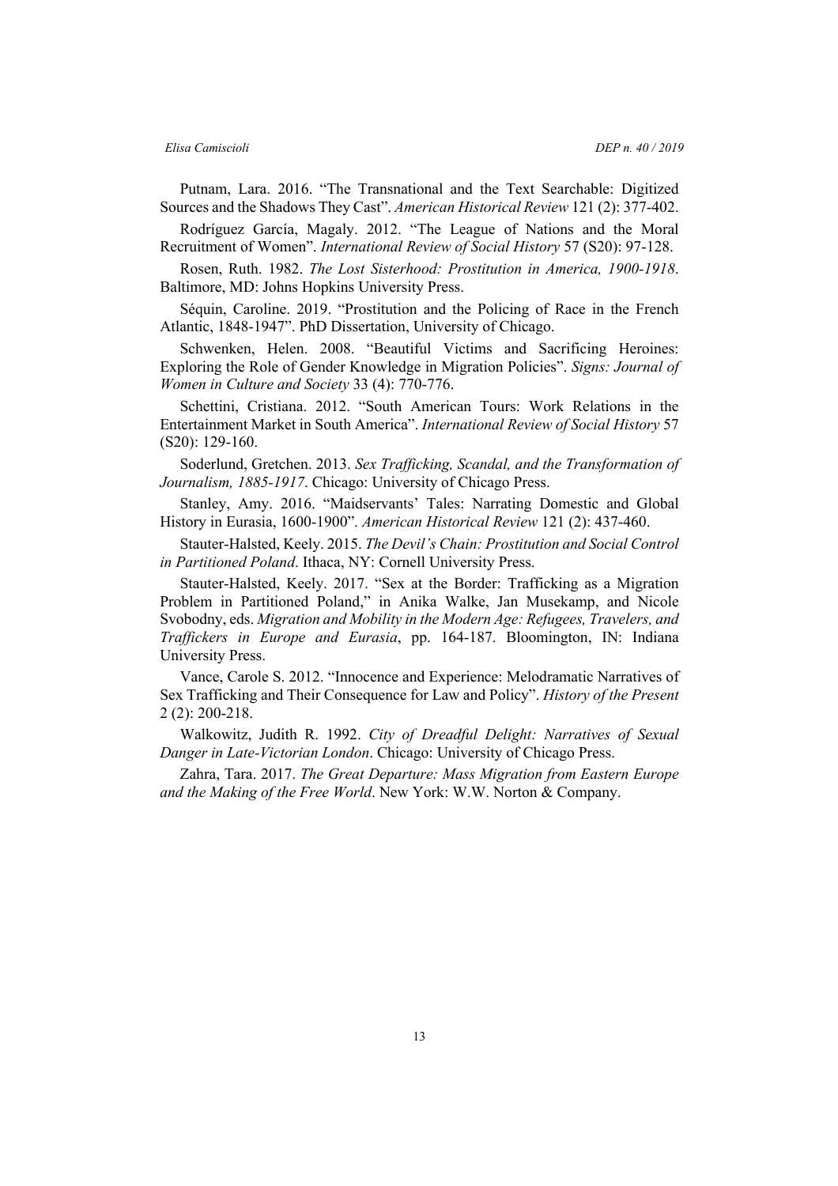Putnam, Lara. 2016. "The Transnational and the Text Searchable: Digitized Sources and the Shadows They Cast". *American Historical Review* 121 (2): 377-402.

Rodríguez García, Magaly. 2012. "The League of Nations and the Moral Recruitment of Women". *International Review of Social History* 57 (S20): 97-128.

Rosen, Ruth. 1982. *The Lost Sisterhood: Prostitution in America, 1900-1918*. Baltimore, MD: Johns Hopkins University Press.

Séquin, Caroline. 2019. "Prostitution and the Policing of Race in the French Atlantic, 1848-1947". PhD Dissertation, University of Chicago.

Schwenken, Helen. 2008. "Beautiful Victims and Sacrificing Heroines: Exploring the Role of Gender Knowledge in Migration Policies". *Signs: Journal of Women in Culture and Society* 33 (4): 770-776.

Schettini, Cristiana. 2012. "South American Tours: Work Relations in the Entertainment Market in South America". *International Review of Social History* 57 (S20): 129-160.

Soderlund, Gretchen. 2013. *Sex Trafficking, Scandal, and the Transformation of Journalism, 1885-1917*. Chicago: University of Chicago Press.

Stanley, Amy. 2016. "Maidservants' Tales: Narrating Domestic and Global History in Eurasia, 1600-1900". *American Historical Review* 121 (2): 437-460.

Stauter-Halsted, Keely. 2015. *The Devil's Chain: Prostitution and Social Control in Partitioned Poland*. Ithaca, NY: Cornell University Press.

Stauter-Halsted, Keely. 2017. "Sex at the Border: Trafficking as a Migration Problem in Partitioned Poland," in Anika Walke, Jan Musekamp, and Nicole Svobodny, eds. *Migration and Mobility in the Modern Age: Refugees, Travelers, and Traffickers in Europe and Eurasia*, pp. 164-187. Bloomington, IN: Indiana University Press.

Vance, Carole S. 2012. "Innocence and Experience: Melodramatic Narratives of Sex Trafficking and Their Consequence for Law and Policy". *History of the Present* 2 (2): 200-218.

Walkowitz, Judith R. 1992. *City of Dreadful Delight: Narratives of Sexual Danger in Late-Victorian London*. Chicago: University of Chicago Press.

Zahra, Tara. 2017. *The Great Departure: Mass Migration from Eastern Europe and the Making of the Free World*. New York: W.W. Norton & Company.